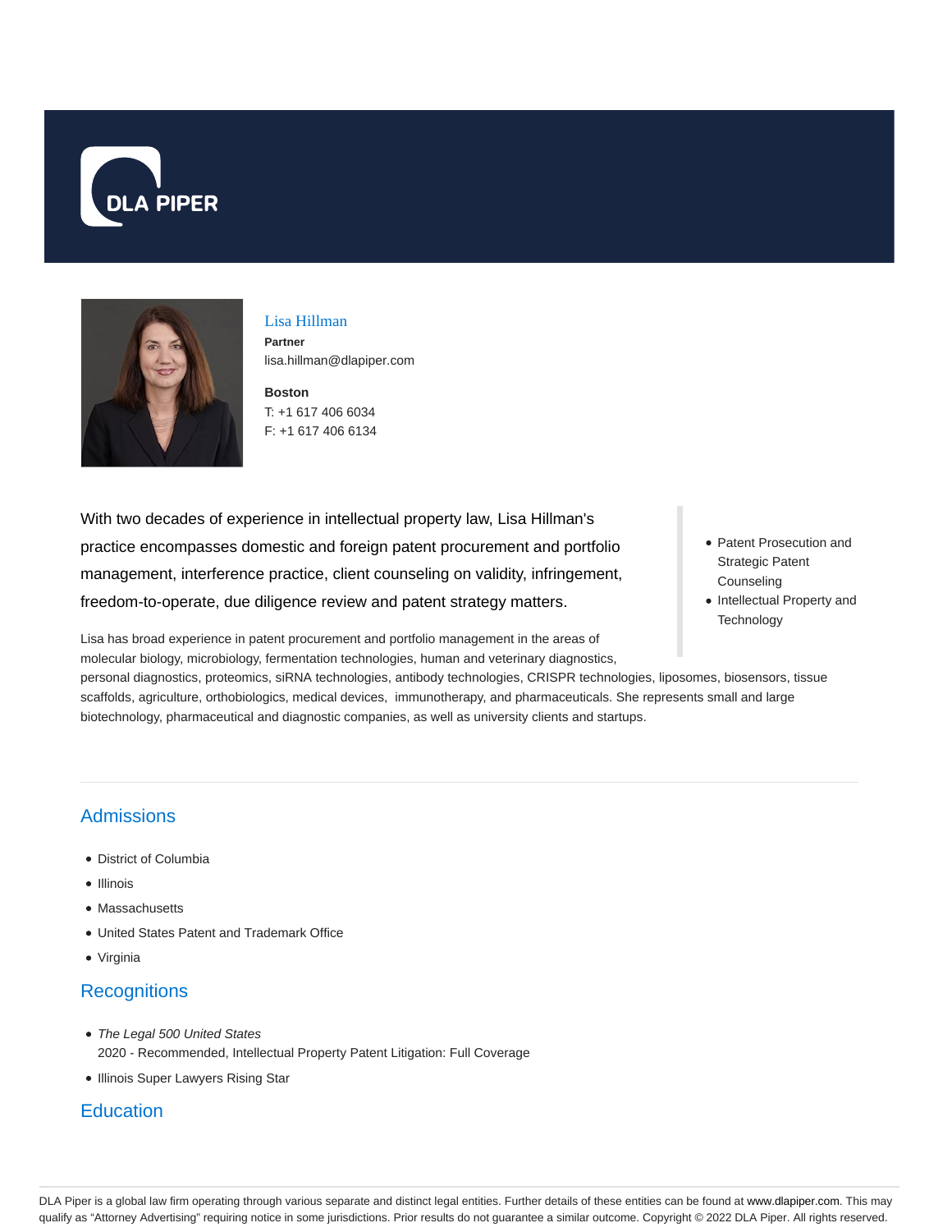# Lisa Hillman

**Partner**
lisa.hillman@dlapiper.com

**Boston**
T: +1 617 406 6034
F: +1 617 406 6134

With two decades of experience in intellectual property law, Lisa Hillman's practice encompasses domestic and foreign patent procurement and portfolio management, interference practice, client counseling on validity, infringement, freedom-to-operate, due diligence review and patent strategy matters.

- Patent Prosecution and Strategic Patent Counseling
- Intellectual Property and Technology

Lisa has broad experience in patent procurement and portfolio management in the areas of molecular biology, microbiology, fermentation technologies, human and veterinary diagnostics, personal diagnostics, proteomics, siRNA technologies, antibody technologies, CRISPR technologies, liposomes, biosensors, tissue scaffolds, agriculture, orthobiologics, medical devices, immunotherapy, and pharmaceuticals. She represents small and large biotechnology, pharmaceutical and diagnostic companies, as well as university clients and startups.

## Admissions

- District of Columbia
- Illinois
- Massachusetts
- United States Patent and Trademark Office
- Virginia

## Recognitions

- *The Legal 500 United States*
  2020 - Recommended, Intellectual Property Patent Litigation: Full Coverage
- Illinois Super Lawyers Rising Star

## Education

DLA Piper is a global law firm operating through various separate and distinct legal entities. Further details of these entities can be found at www.dlapiper.com. This may qualify as "Attorney Advertising" requiring notice in some jurisdictions. Prior results do not guarantee a similar outcome. Copyright © 2022 DLA Piper. All rights reserved.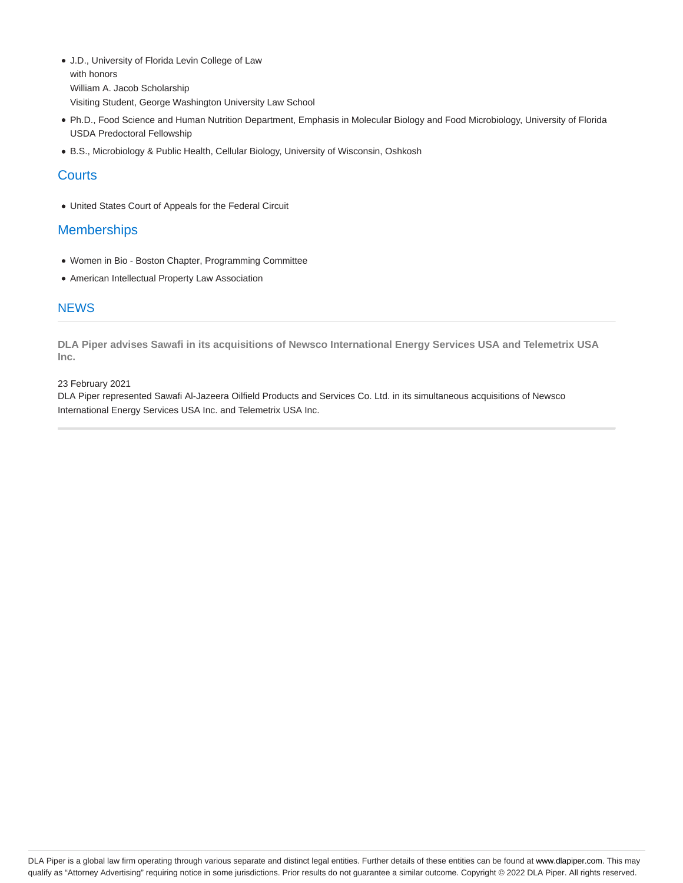- J.D., University of Florida Levin College of Law
  with honors
  William A. Jacob Scholarship
  Visiting Student, George Washington University Law School
- Ph.D., Food Science and Human Nutrition Department, Emphasis in Molecular Biology and Food Microbiology, University of Florida
  USDA Predoctoral Fellowship
- B.S., Microbiology & Public Health, Cellular Biology, University of Wisconsin, Oshkosh

## Courts

- United States Court of Appeals for the Federal Circuit

## Memberships

- Women in Bio - Boston Chapter, Programming Committee
- American Intellectual Property Law Association

## NEWS

**DLA Piper advises Sawafi in its acquisitions of Newsco International Energy Services USA and Telemetrix USA Inc.**

23 February 2021
DLA Piper represented Sawafi Al-Jazeera Oilfield Products and Services Co. Ltd. in its simultaneous acquisitions of Newsco International Energy Services USA Inc. and Telemetrix USA Inc.

DLA Piper is a global law firm operating through various separate and distinct legal entities. Further details of these entities can be found at www.dlapiper.com. This may qualify as "Attorney Advertising" requiring notice in some jurisdictions. Prior results do not guarantee a similar outcome. Copyright © 2022 DLA Piper. All rights reserved.